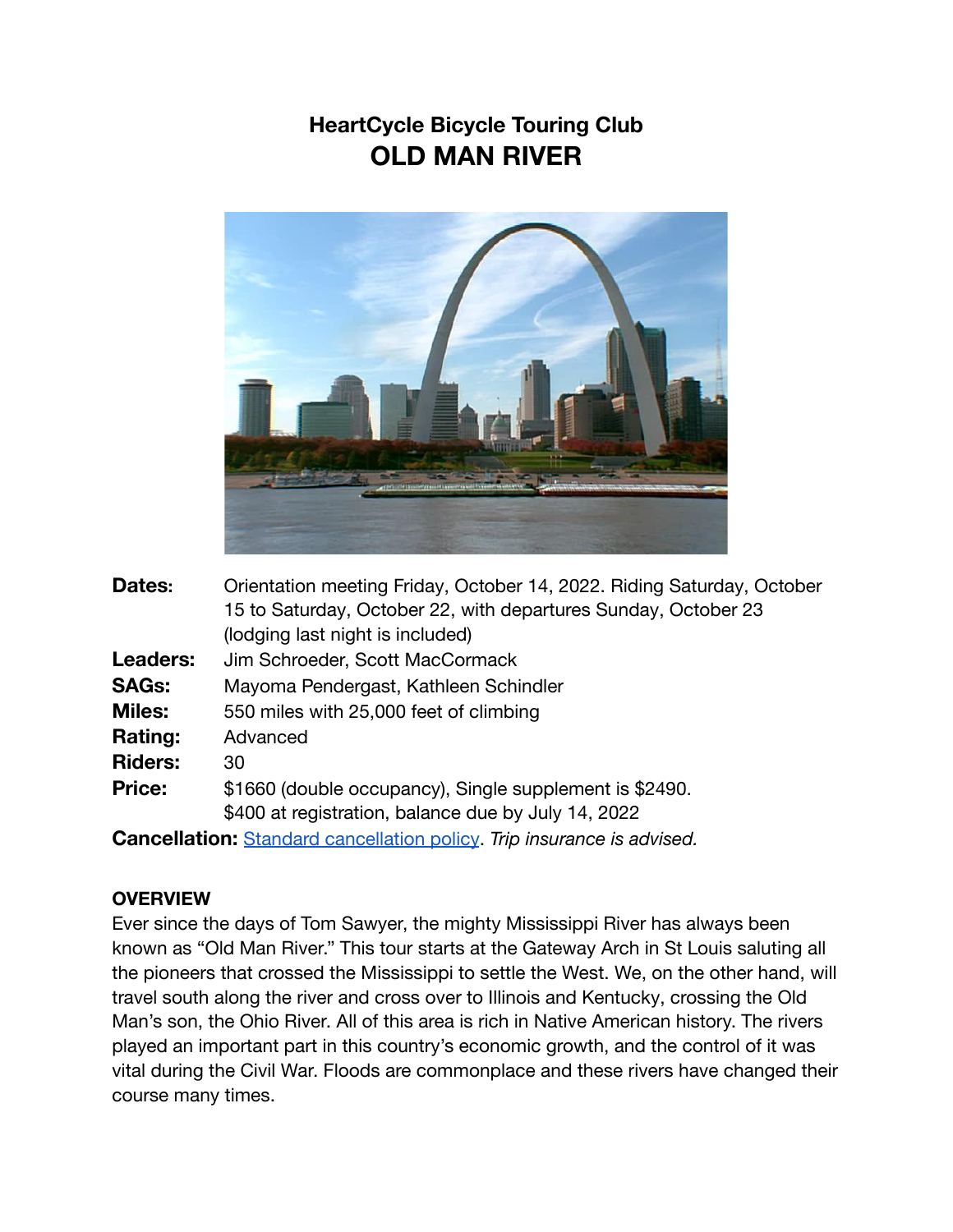# HeartCycle Bicycle Touring Club

## OLD MAN RIVER

**Dates:** Orientation meeting Friday, October 14, 2022. Riding Saturday, October 15 to Saturday, October 22, with departures Sunday, October 23 (lodging last night is included)

**Leaders:** Jim Schroeder, Scott MacCormack

**SAGs:** Mayoma Pendergast, Kathleen Schindler

**Miles:** 550 miles with 25,000 feet of climbing

**Rating:** Advanced

**Riders:** 30

**Price:** $1660 (double occupancy), Single supplement is $2490.
$400 at registration, balance due by July 14, 2022

**Cancellation:** Standard cancellation policy. *Trip insurance is advised.*

### OVERVIEW

Ever since the days of Tom Sawyer, the mighty Mississippi River has always been known as "Old Man River." This tour starts at the Gateway Arch in St Louis saluting all the pioneers that crossed the Mississippi to settle the West. We, on the other hand, will travel south along the river and cross over to Illinois and Kentucky, crossing the Old Man's son, the Ohio River. All of this area is rich in Native American history. The rivers played an important part in this country's economic growth, and the control of it was vital during the Civil War. Floods are commonplace and these rivers have changed their course many times.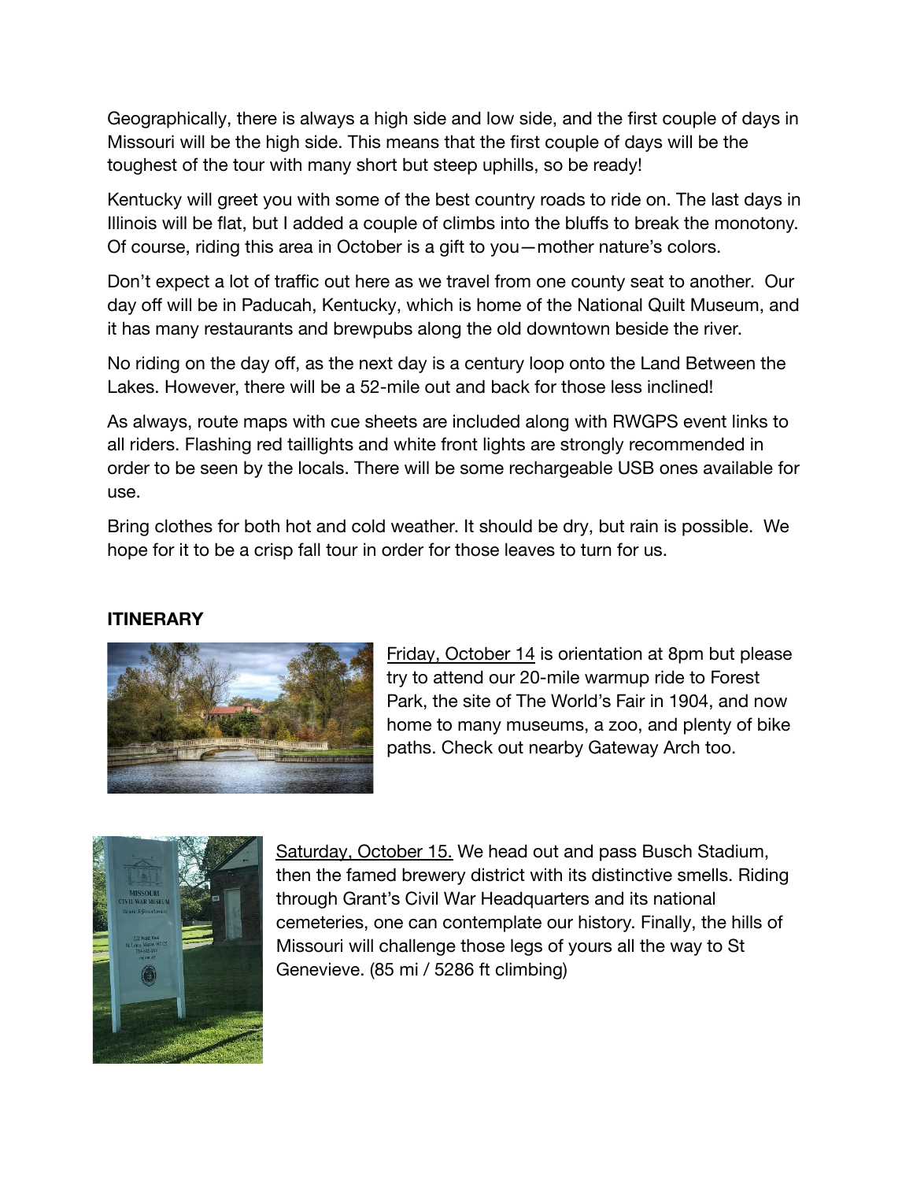Geographically, there is always a high side and low side, and the first couple of days in Missouri will be the high side. This means that the first couple of days will be the toughest of the tour with many short but steep uphills, so be ready!

Kentucky will greet you with some of the best country roads to ride on. The last days in Illinois will be flat, but I added a couple of climbs into the bluffs to break the monotony. Of course, riding this area in October is a gift to you—mother nature's colors.

Don't expect a lot of traffic out here as we travel from one county seat to another. Our day off will be in Paducah, Kentucky, which is home of the National Quilt Museum, and it has many restaurants and brewpubs along the old downtown beside the river.

No riding on the day off, as the next day is a century loop onto the Land Between the Lakes. However, there will be a 52-mile out and back for those less inclined!

As always, route maps with cue sheets are included along with RWGPS event links to all riders. Flashing red taillights and white front lights are strongly recommended in order to be seen by the locals. There will be some rechargeable USB ones available for use.

Bring clothes for both hot and cold weather. It should be dry, but rain is possible. We hope for it to be a crisp fall tour in order for those leaves to turn for us.

**ITINERARY**

Friday, October 14 is orientation at 8pm but please try to attend our 20-mile warmup ride to Forest Park, the site of The World's Fair in 1904, and now home to many museums, a zoo, and plenty of bike paths. Check out nearby Gateway Arch too.

Saturday, October 15. We head out and pass Busch Stadium, then the famed brewery district with its distinctive smells. Riding through Grant's Civil War Headquarters and its national cemeteries, one can contemplate our history. Finally, the hills of Missouri will challenge those legs of yours all the way to St Genevieve. (85 mi / 5286 ft climbing)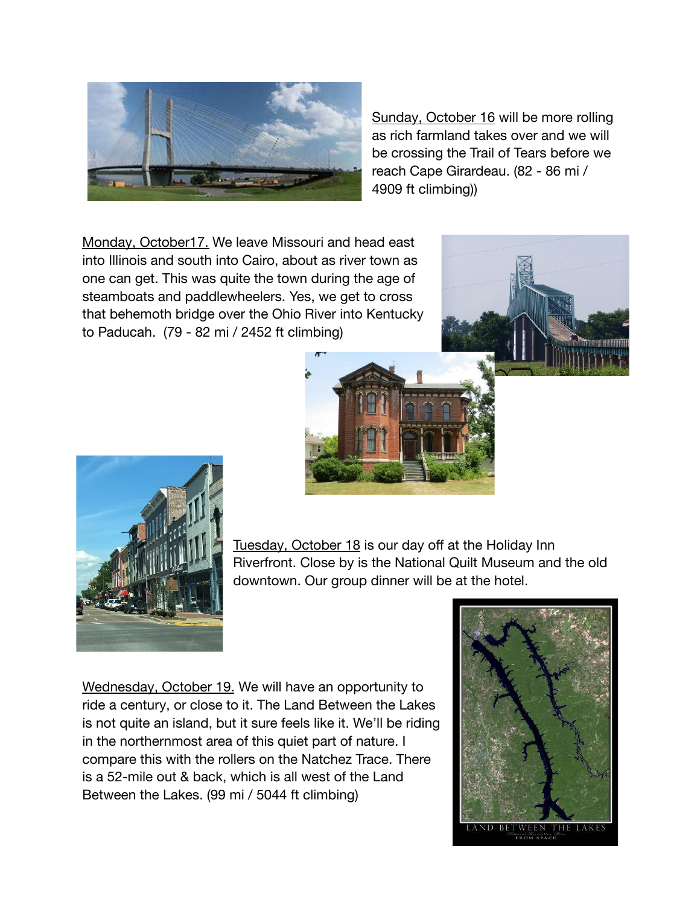Sunday, October 16 will be more rolling as rich farmland takes over and we will be crossing the Trail of Tears before we reach Cape Girardeau. (82 - 86 mi / 4909 ft climbing))

Monday, October17. We leave Missouri and head east into Illinois and south into Cairo, about as river town as one can get. This was quite the town during the age of steamboats and paddlewheelers. Yes, we get to cross that behemoth bridge over the Ohio River into Kentucky to Paducah. (79 - 82 mi / 2452 ft climbing)

Tuesday, October 18 is our day off at the Holiday Inn Riverfront. Close by is the National Quilt Museum and the old downtown. Our group dinner will be at the hotel.

Wednesday, October 19. We will have an opportunity to ride a century, or close to it. The Land Between the Lakes is not quite an island, but it sure feels like it. We'll be riding in the northernmost area of this quiet part of nature. I compare this with the rollers on the Natchez Trace. There is a 52-mile out & back, which is all west of the Land Between the Lakes. (99 mi / 5044 ft climbing)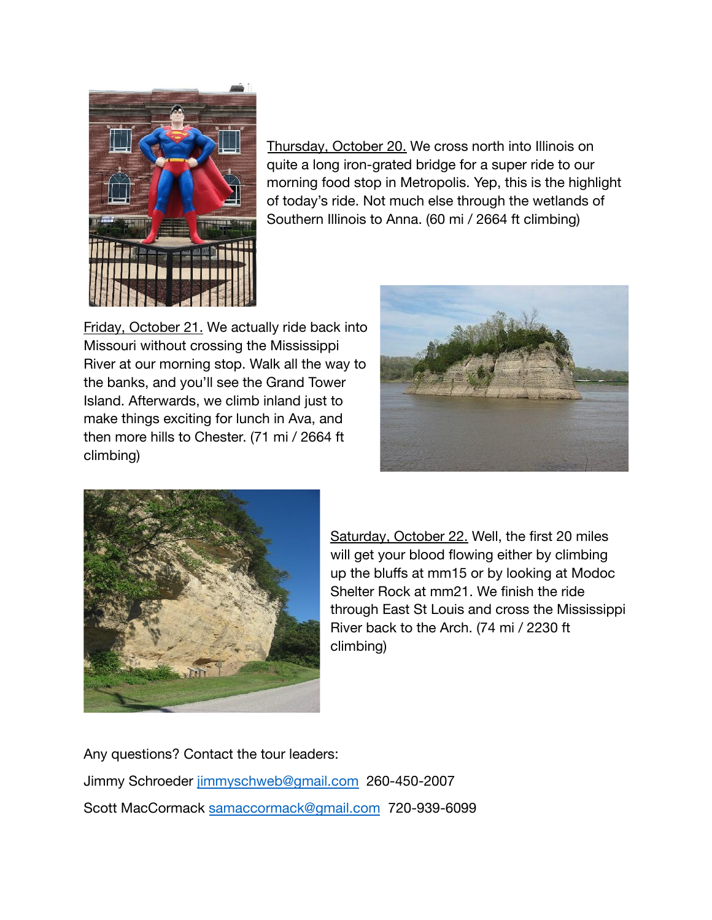<u>Thursday, October 20.</u> We cross north into Illinois on quite a long iron-grated bridge for a super ride to our morning food stop in Metropolis. Yep, this is the highlight of today's ride. Not much else through the wetlands of Southern Illinois to Anna. (60 mi / 2664 ft climbing)

<u>Friday, October 21.</u> We actually ride back into Missouri without crossing the Mississippi River at our morning stop. Walk all the way to the banks, and you'll see the Grand Tower Island. Afterwards, we climb inland just to make things exciting for lunch in Ava, and then more hills to Chester. (71 mi / 2664 ft climbing)

<u>Saturday, October 22.</u> Well, the first 20 miles will get your blood flowing either by climbing up the bluffs at mm15 or by looking at Modoc Shelter Rock at mm21. We finish the ride through East St Louis and cross the Mississippi River back to the Arch. (74 mi / 2230 ft climbing)

Any questions? Contact the tour leaders:

Jimmy Schroeder jimmyschweb@gmail.com 260-450-2007

Scott MacCormack samaccormack@gmail.com 720-939-6099